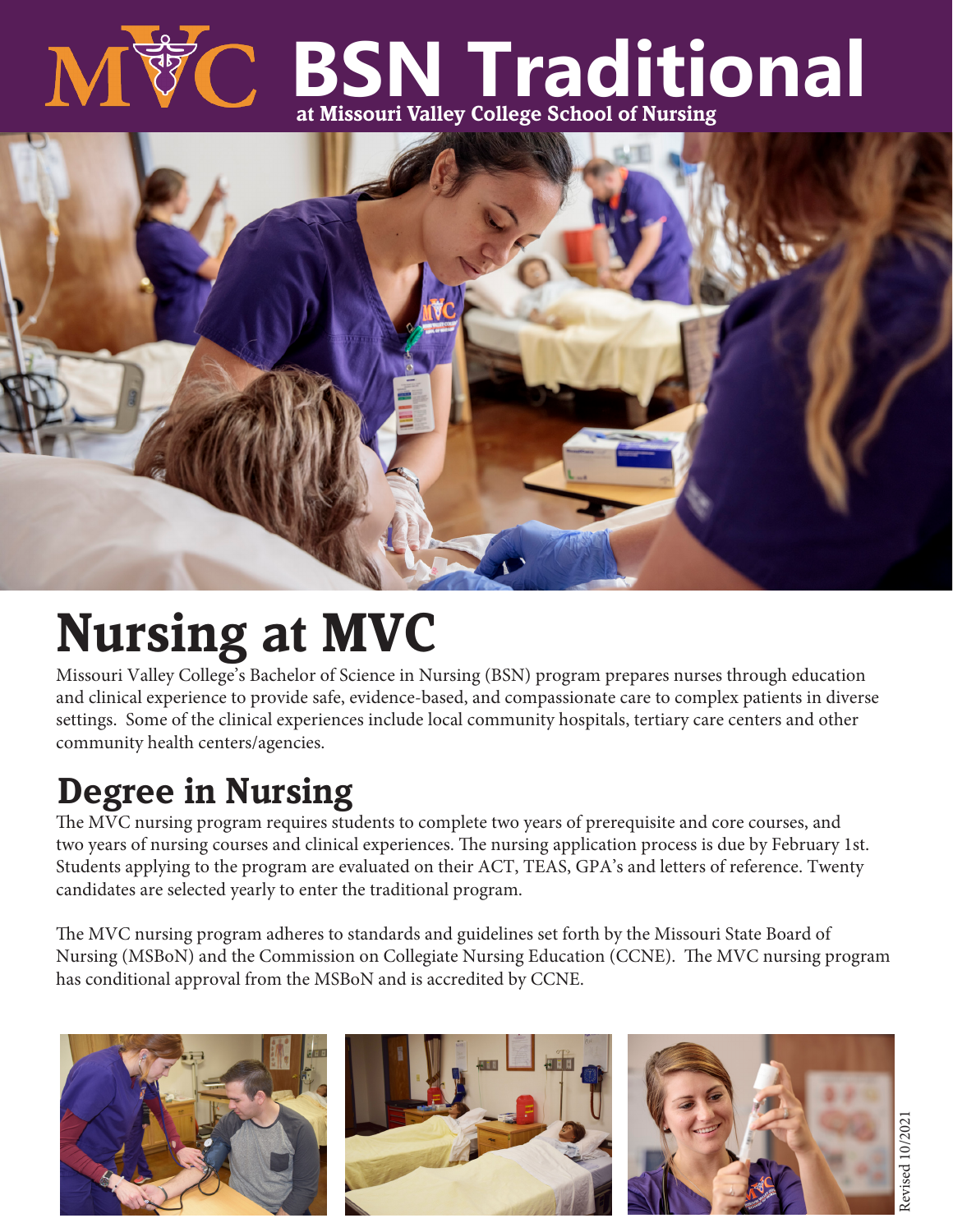# BSN Traditional

at Missouri Valley College School of Nursing

## Nursing at MVC

Missouri Valley College's Bachelor of Science in Nursing (BSN) program prepares nurses through education and clinical experience to provide safe, evidence-based, and compassionate care to complex patients in diverse settings. Some of the clinical experiences include local community hospitals, tertiary care centers and other community health centers/agencies.

## Degree in Nursing

The MVC nursing program requires students to complete two years of prerequisite and core courses, and two years of nursing courses and clinical experiences. The nursing application process is due by February 1st. Students applying to the program are evaluated on their ACT, TEAS, GPA's and letters of reference. Twenty candidates are selected yearly to enter the traditional program.

The MVC nursing program adheres to standards and guidelines set forth by the Missouri State Board of Nursing (MSBoN) and the Commission on Collegiate Nursing Education (CCNE). The MVC nursing program has conditional approval from the MSBoN and is accredited by CCNE.

Revised 10/2021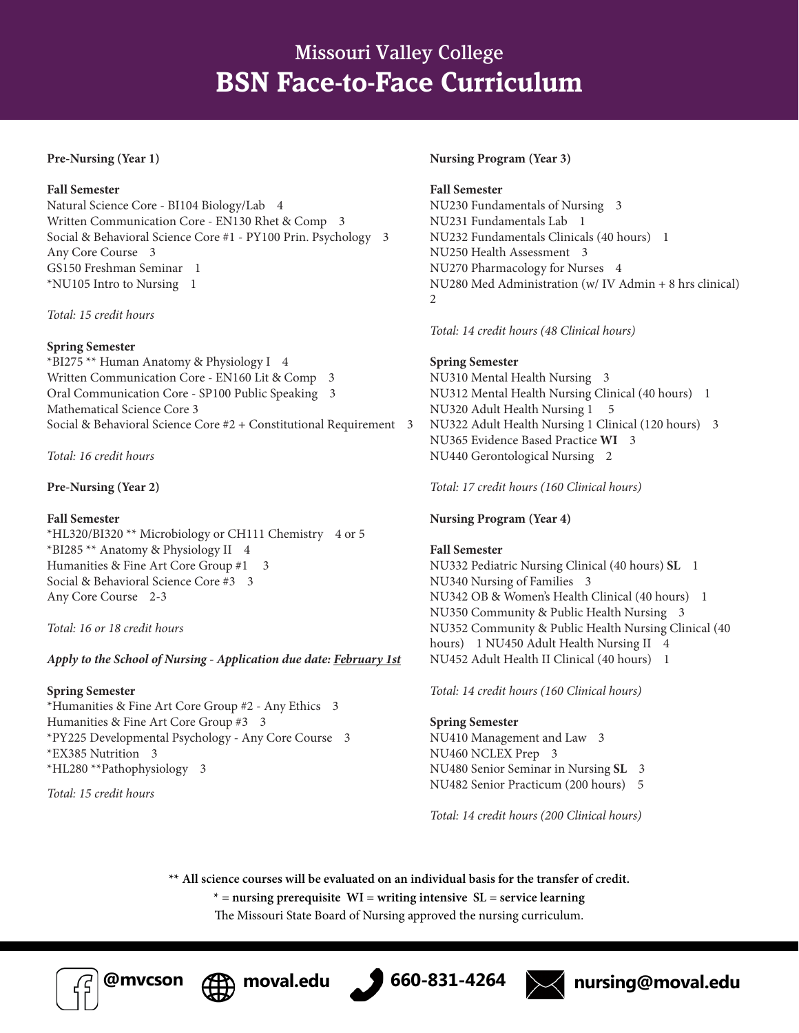# Missouri Valley College
# BSN Face-to-Face Curriculum

**Pre-Nursing (Year 1)**

**Fall Semester**
Natural Science Core - BI104 Biology/Lab 4
Written Communication Core - EN130 Rhet & Comp 3
Social & Behavioral Science Core #1 - PY100 Prin. Psychology 3
Any Core Course 3
GS150 Freshman Seminar 1
*NU105 Intro to Nursing 1

*Total: 15 credit hours*

**Spring Semester**
*BI275 ** Human Anatomy & Physiology I 4
Written Communication Core - EN160 Lit & Comp 3
Oral Communication Core - SP100 Public Speaking 3
Mathematical Science Core 3
Social & Behavioral Science Core #2 + Constitutional Requirement 3

*Total: 16 credit hours*

**Pre-Nursing (Year 2)**

**Fall Semester**
*HL320/BI320 ** Microbiology or CH111 Chemistry 4 or 5
*BI285 ** Anatomy & Physiology II 4
Humanities & Fine Art Core Group #1 3
Social & Behavioral Science Core #3 3
Any Core Course 2-3

*Total: 16 or 18 credit hours*

***Apply to the School of Nursing - Application due date: <u>February 1st</u>***

**Spring Semester**
*Humanities & Fine Art Core Group #2 - Any Ethics 3
Humanities & Fine Art Core Group #3 3
*PY225 Developmental Psychology - Any Core Course 3
*EX385 Nutrition 3
*HL280 **Pathophysiology 3

*Total: 15 credit hours*

**Nursing Program (Year 3)**

**Fall Semester**
NU230 Fundamentals of Nursing 3
NU231 Fundamentals Lab 1
NU232 Fundamentals Clinicals (40 hours) 1
NU250 Health Assessment 3
NU270 Pharmacology for Nurses 4
NU280 Med Administration (w/ IV Admin + 8 hrs clinical) 2

*Total: 14 credit hours (48 Clinical hours)*

**Spring Semester**
NU310 Mental Health Nursing 3
NU312 Mental Health Nursing Clinical (40 hours) 1
NU320 Adult Health Nursing 1 5
NU322 Adult Health Nursing 1 Clinical (120 hours) 3
NU365 Evidence Based Practice **WI** 3
NU440 Gerontological Nursing 2

*Total: 17 credit hours (160 Clinical hours)*

**Nursing Program (Year 4)**

**Fall Semester**
NU332 Pediatric Nursing Clinical (40 hours) **SL** 1
NU340 Nursing of Families 3
NU342 OB & Women's Health Clinical (40 hours) 1
NU350 Community & Public Health Nursing 3
NU352 Community & Public Health Nursing Clinical (40 hours) 1
NU450 Adult Health Nursing II 4
NU452 Adult Health II Clinical (40 hours) 1

*Total: 14 credit hours (160 Clinical hours)*

**Spring Semester**
NU410 Management and Law 3
NU460 NCLEX Prep 3
NU480 Senior Seminar in Nursing **SL** 3
NU482 Senior Practicum (200 hours) 5

*Total: 14 credit hours (200 Clinical hours)*

**** All science courses will be evaluated on an individual basis for the transfer of credit.**
**\* = nursing prerequisite WI = writing intensive SL = service learning**
The Missouri State Board of Nursing approved the nursing curriculum.

@mvcson moval.edu 660-831-4264 nursing@moval.edu